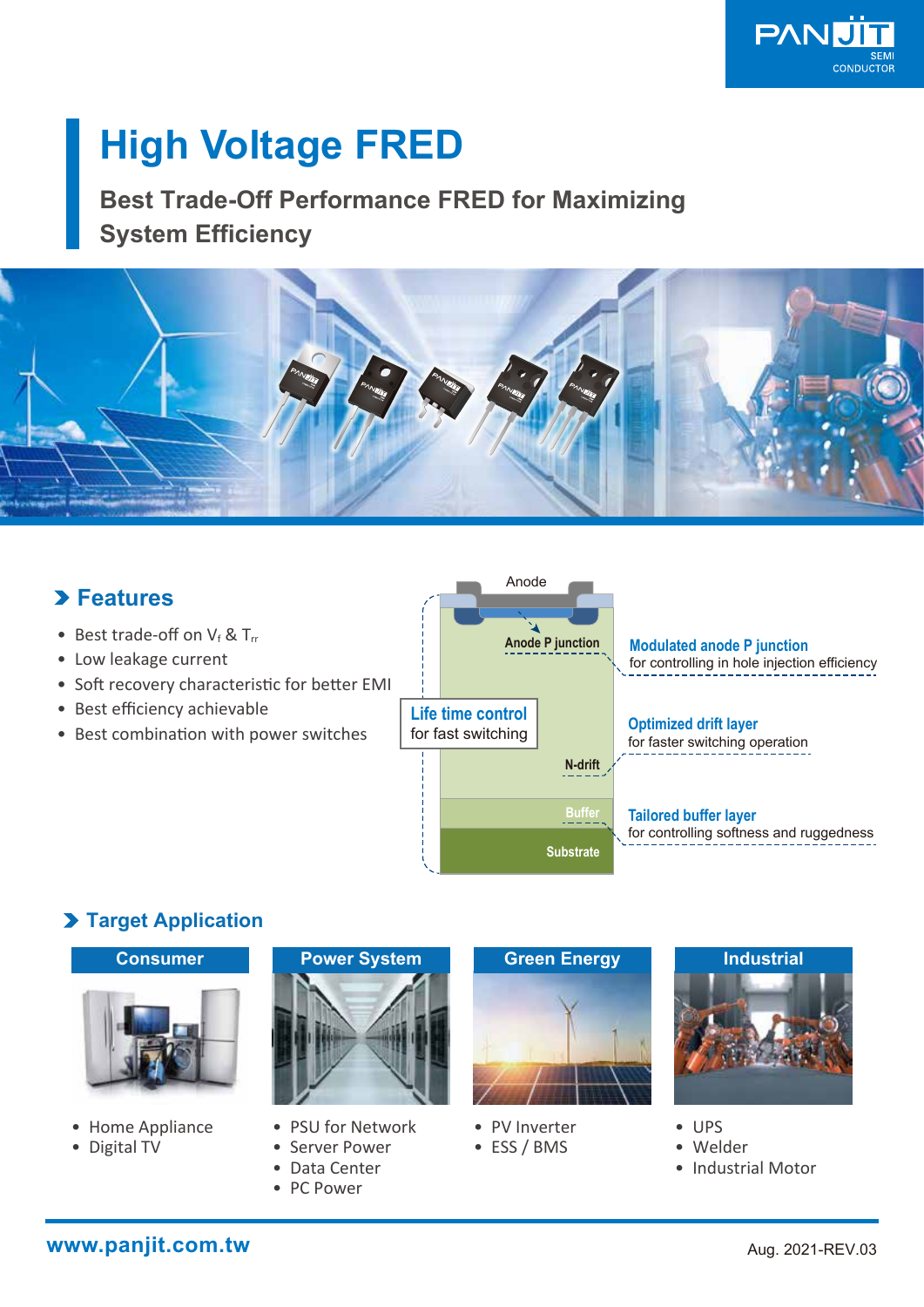# High Voltage FRED

## Best Trade-Off Performance FRED for Maximizing System Efficiency

## Features

- Best trade-off on $V_f$ & $T_{rr}$
- Low leakage current
- Soft recovery characteristic for better EMI
- Best efficiency achievable
- Best combination with power switches

Anode

Anode P junction

**Modulated anode P junction**
for controlling in hole injection efficiency

**Life time control**
for fast switching

**Optimized drift layer**
for faster switching operation

N-drift

Buffer

**Tailored buffer layer**
for controlling softness and ruggedness

Substrate

## Target Application

| Consumer | Power System | Green Energy | Industrial |
|---|---|---|---|
| • Home Appliance<br>• Digital TV | • PSU for Network<br>• Server Power<br>• Data Center<br>• PC Power | • PV Inverter<br>• ESS / BMS | • UPS<br>• Welder<br>• Industrial Motor |

www.panjit.com.tw

Aug. 2021-REV.03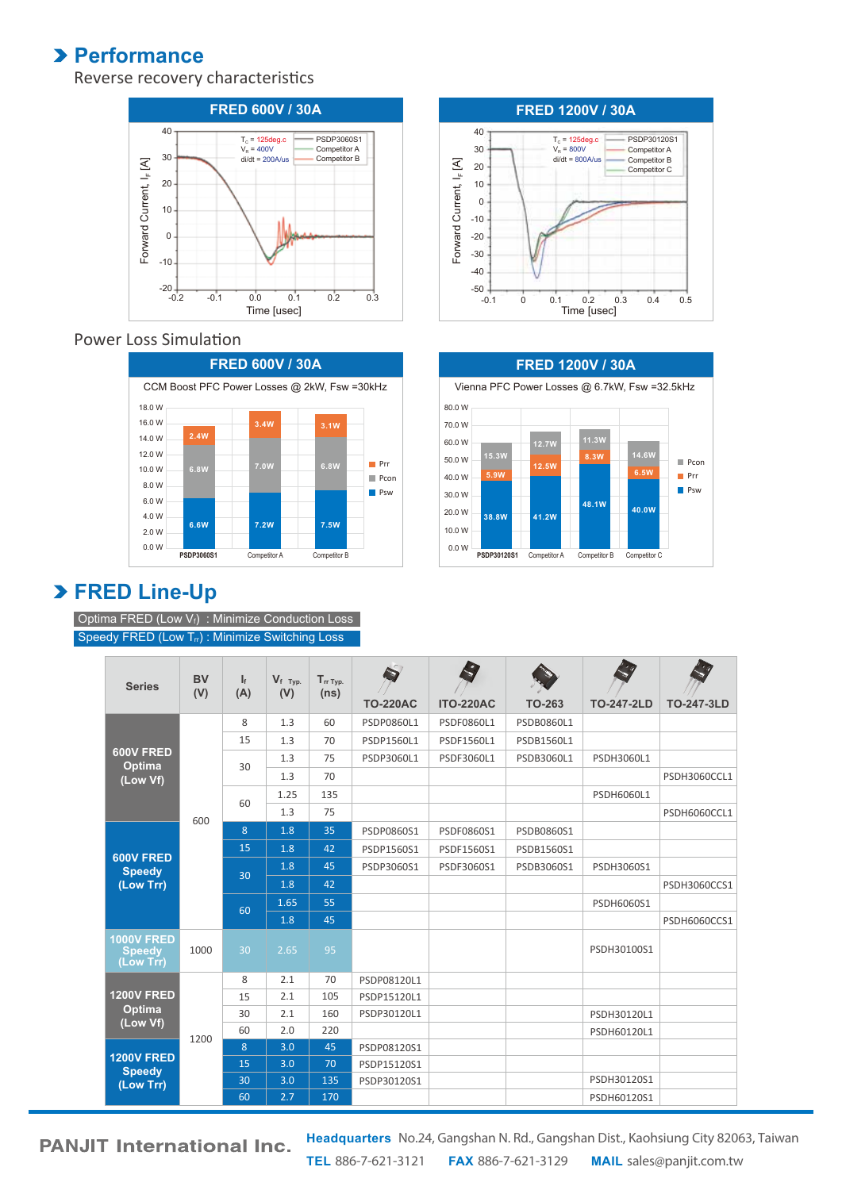## Performance

Reverse recovery characteristics

**FRED 600V / 30A**

Forward Current, $I_F$ [A]
Time [usec]
$T_c$ = 125deg.c
$V_R$ = 400V
di/dt = 200A/us
PSDP3060S1
Competitor A
Competitor B
40
30
20
10
0
-10
-20
-0.2
-0.1
0.0
0.1
0.2
0.3

**FRED 1200V / 30A**

Forward Current, $I_F$ [A]
Time [usec]
$T_c$ = 125deg.c
$V_R$ = 800V
di/dt = 800A/us
PSDP30120S1
Competitor A
Competitor B
Competitor C
40
30
20
10
0
-10
-20
-30
-40
-50
-0.1
0
0.1
0.2
0.3
0.4
0.5

Power Loss Simulation

**FRED 600V / 30A**

CCM Boost PFC Power Losses @ 2kW, Fsw =30kHz

18.0 W
16.0 W
14.0 W
12.0 W
10.0 W
8.0 W
6.0 W
4.0 W
2.0 W
0.0 W

PSDP3060S1: 6.6W, 6.8W, 2.4W
Competitor A: 7.2W, 7.0W, 3.4W
Competitor B: 7.5W, 6.8W, 3.1W

Prr
Pcon
Psw

**FRED 1200V / 30A**

Vienna PFC Power Losses @ 6.7kW, Fsw =32.5kHz

80.0 W
70.0 W
60.0 W
50.0 W
40.0 W
30.0 W
20.0 W
10.0 W
0.0 W

PSDP30120S1: 38.8W, 5.9W, 15.3W
Competitor A: 41.2W, 12.5W, 12.7W
Competitor B: 48.1W, 8.3W, 11.3W
Competitor C: 40.0W, 6.5W, 14.6W

Pcon
Prr
Psw

## FRED Line-Up

Optima FRED (Low $V_f$) : Minimize Conduction Loss

Speedy FRED (Low $T_{rr}$) : Minimize Switching Loss

| Series | BV (V) | $I_f$ (A) | $V_f$ Typ. (V) | $T_{rr}$ Typ. (ns) | TO-220AC | ITO-220AC | TO-263 | TO-247-2LD | TO-247-3LD |
|---|---|---|---|---|---|---|---|---|---|
| 600V FRED Optima (Low Vf) | 600 | 8 | 1.3 | 60 | PSDP0860L1 | PSDF0860L1 | PSDB0860L1 | | |
| | | 15 | 1.3 | 70 | PSDP1560L1 | PSDF1560L1 | PSDB1560L1 | | |
| | | 30 | 1.3 | 75 | PSDP3060L1 | PSDF3060L1 | PSDB3060L1 | PSDH3060L1 | |
| | | | 1.3 | 70 | | | | | PSDH3060CCL1 |
| | | 60 | 1.25 | 135 | | | | PSDH6060L1 | |
| | | | 1.3 | 75 | | | | | PSDH6060CCL1 |
| 600V FRED Speedy (Low Trr) | | 8 | 1.8 | 35 | PSDP0860S1 | PSDF0860S1 | PSDB0860S1 | | |
| | | 15 | 1.8 | 42 | PSDP1560S1 | PSDF1560S1 | PSDB1560S1 | | |
| | | 30 | 1.8 | 45 | PSDP3060S1 | PSDF3060S1 | PSDB3060S1 | PSDH3060S1 | |
| | | | 1.8 | 42 | | | | | PSDH3060CCS1 |
| | | 60 | 1.65 | 55 | | | | PSDH6060S1 | |
| | | | 1.8 | 45 | | | | | PSDH6060CCS1 |
| 1000V FRED Speedy (Low Trr) | 1000 | 30 | 2.65 | 95 | | | | PSDH30100S1 | |
| 1200V FRED Optima (Low Vf) | 1200 | 8 | 2.1 | 70 | PSDP08120L1 | | | | |
| | | 15 | 2.1 | 105 | PSDP15120L1 | | | | |
| | | 30 | 2.1 | 160 | PSDP30120L1 | | | PSDH30120L1 | |
| | | 60 | 2.0 | 220 | | | | PSDH60120L1 | |
| 1200V FRED Speedy (Low Trr) | | 8 | 3.0 | 45 | PSDP08120S1 | | | | |
| | | 15 | 3.0 | 70 | PSDP15120S1 | | | | |
| | | 30 | 3.0 | 135 | PSDP30120S1 | | | PSDH30120S1 | |
| | | 60 | 2.7 | 170 | | | | PSDH60120S1 | |

**PANJIT International Inc.**

**Headquarters** No.24, Gangshan N. Rd., Gangshan Dist., Kaohsiung City 82063, Taiwan

**TEL** 886-7-621-3121 **FAX** 886-7-621-3129 **MAIL** sales@panjit.com.tw